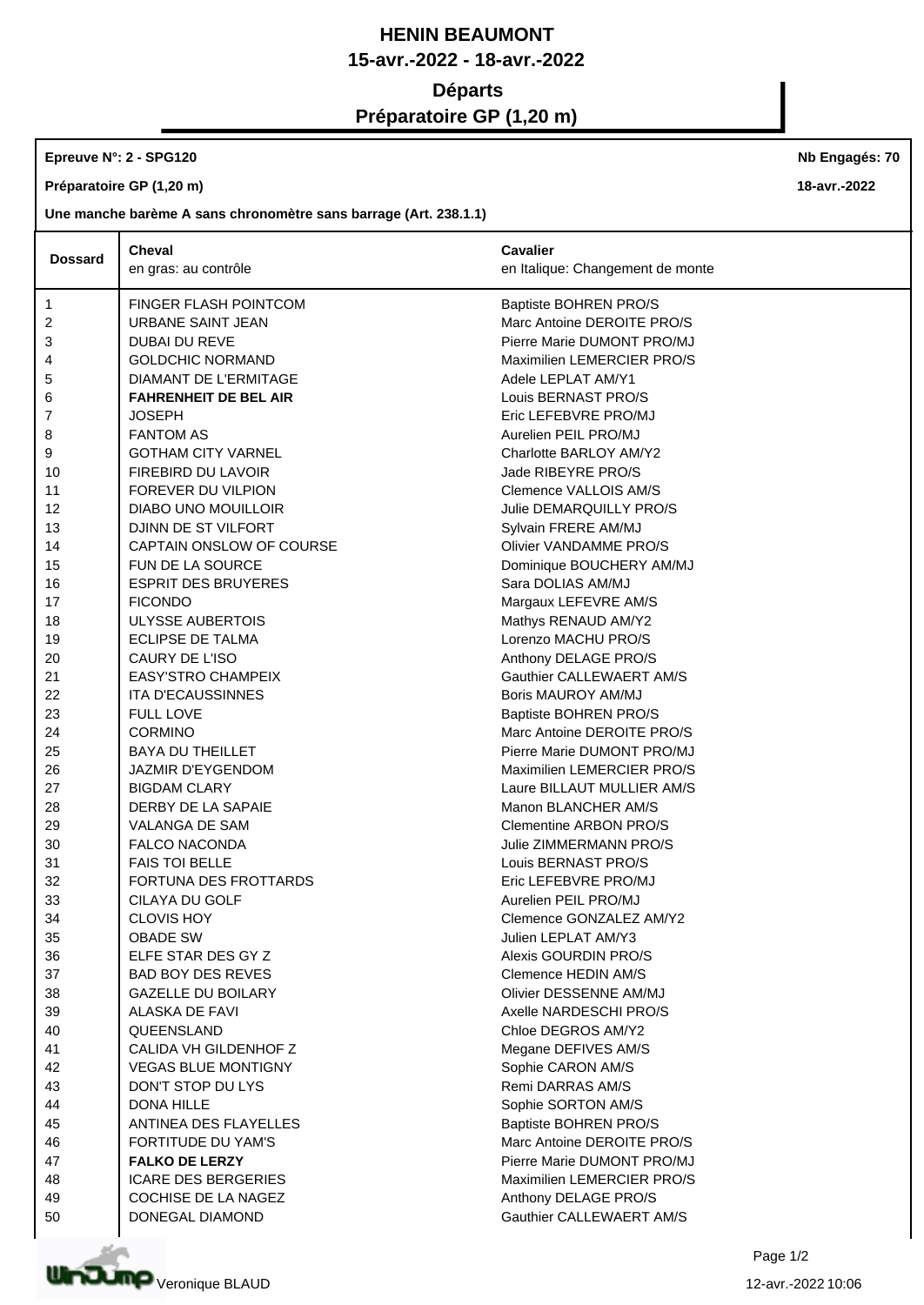# HENIN BEAUMONT

## 15-avr.-2022 - 18-avr.-2022

## Départs

## Préparatoire GP (1,20 m)

**Epreuve N°: 2 - SPG120** | **Nb Engagés: 70**

**Préparatoire GP (1,20 m)** | **18-avr.-2022**

**Une manche barème A sans chronomètre sans barrage (Art. 238.1.1)**

| Dossard | Cheval<br>en gras: au contrôle | Cavalier<br>*en Italique: Changement de monte* |
|---|---|---|
| 1 | FINGER FLASH POINTCOM | Baptiste BOHREN PRO/S |
| 2 | URBANE SAINT JEAN | Marc Antoine DEROITE PRO/S |
| 3 | DUBAI DU REVE | Pierre Marie DUMONT PRO/MJ |
| 4 | GOLDCHIC NORMAND | Maximilien LEMERCIER PRO/S |
| 5 | DIAMANT DE L'ERMITAGE | Adele LEPLAT AM/Y1 |
| 6 | **FAHRENHEIT DE BEL AIR** | Louis BERNAST PRO/S |
| 7 | JOSEPH | Eric LEFEBVRE PRO/MJ |
| 8 | FANTOM AS | Aurelien PEIL PRO/MJ |
| 9 | GOTHAM CITY VARNEL | Charlotte BARLOY AM/Y2 |
| 10 | FIREBIRD DU LAVOIR | Jade RIBEYRE PRO/S |
| 11 | FOREVER DU VILPION | Clemence VALLOIS AM/S |
| 12 | DIABO UNO MOUILLOIR | Julie DEMARQUILLY PRO/S |
| 13 | DJINN DE ST VILFORT | Sylvain FRERE AM/MJ |
| 14 | CAPTAIN ONSLOW OF COURSE | Olivier VANDAMME PRO/S |
| 15 | FUN DE LA SOURCE | Dominique BOUCHERY AM/MJ |
| 16 | ESPRIT DES BRUYERES | Sara DOLIAS AM/MJ |
| 17 | FICONDO | Margaux LEFEVRE AM/S |
| 18 | ULYSSE AUBERTOIS | Mathys RENAUD AM/Y2 |
| 19 | ECLIPSE DE TALMA | Lorenzo MACHU PRO/S |
| 20 | CAURY DE L'ISO | Anthony DELAGE PRO/S |
| 21 | EASY'STRO CHAMPEIX | Gauthier CALLEWAERT AM/S |
| 22 | ITA D'ECAUSSINNES | Boris MAUROY AM/MJ |
| 23 | FULL LOVE | Baptiste BOHREN PRO/S |
| 24 | CORMINO | Marc Antoine DEROITE PRO/S |
| 25 | BAYA DU THEILLET | Pierre Marie DUMONT PRO/MJ |
| 26 | JAZMIR D'EYGENDOM | Maximilien LEMERCIER PRO/S |
| 27 | BIGDAM CLARY | Laure BILLAUT MULLIER AM/S |
| 28 | DERBY DE LA SAPAIE | Manon BLANCHER AM/S |
| 29 | VALANGA DE SAM | Clementine ARBON PRO/S |
| 30 | FALCO NACONDA | Julie ZIMMERMANN PRO/S |
| 31 | FAIS TOI BELLE | Louis BERNAST PRO/S |
| 32 | FORTUNA DES FROTTARDS | Eric LEFEBVRE PRO/MJ |
| 33 | CILAYA DU GOLF | Aurelien PEIL PRO/MJ |
| 34 | CLOVIS HOY | Clemence GONZALEZ AM/Y2 |
| 35 | OBADE SW | Julien LEPLAT AM/Y3 |
| 36 | ELFE STAR DES GY Z | Alexis GOURDIN PRO/S |
| 37 | BAD BOY DES REVES | Clemence HEDIN AM/S |
| 38 | GAZELLE DU BOILARY | Olivier DESSENNE AM/MJ |
| 39 | ALASKA DE FAVI | Axelle NARDESCHI PRO/S |
| 40 | QUEENSLAND | Chloe DEGROS AM/Y2 |
| 41 | CALIDA VH GILDENHOF Z | Megane DEFIVES AM/S |
| 42 | VEGAS BLUE MONTIGNY | Sophie CARON AM/S |
| 43 | DON'T STOP DU LYS | Remi DARRAS AM/S |
| 44 | DONA HILLE | Sophie SORTON AM/S |
| 45 | ANTINEA DES FLAYELLES | Baptiste BOHREN PRO/S |
| 46 | FORTITUDE DU YAM'S | Marc Antoine DEROITE PRO/S |
| 47 | **FALKO DE LERZY** | Pierre Marie DUMONT PRO/MJ |
| 48 | ICARE DES BERGERIES | Maximilien LEMERCIER PRO/S |
| 49 | COCHISE DE LA NAGEZ | Anthony DELAGE PRO/S |
| 50 | DONEGAL DIAMOND | Gauthier CALLEWAERT AM/S |

Veronique BLAUD

12-avr.-2022 10:06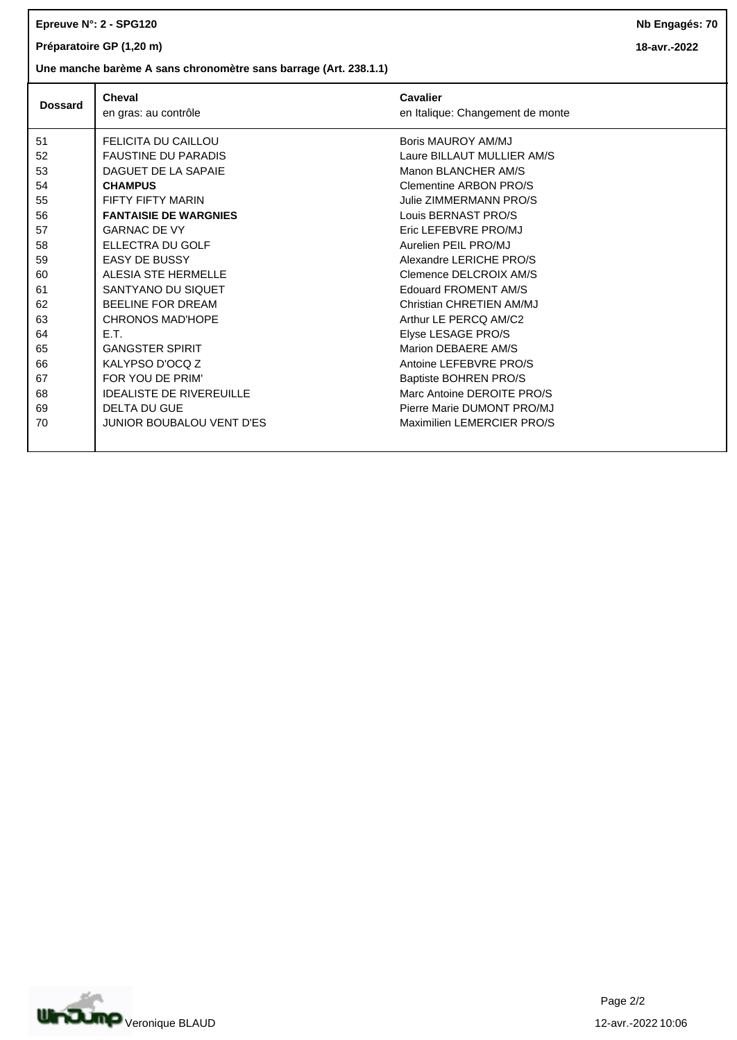**Epreuve N°: 2 - SPG120**

**Préparatoire GP (1,20 m)**

**Une manche barème A sans chronomètre sans barrage (Art. 238.1.1)**

**Nb Engagés: 70**

**18-avr.-2022**

| Dossard | Cheval<br>en gras: au contrôle | Cavalier<br>en Italique: Changement de monte |
|---|---|---|
| 51 | FELICITA DU CAILLOU | Boris MAUROY AM/MJ |
| 52 | FAUSTINE DU PARADIS | Laure BILLAUT MULLIER AM/S |
| 53 | DAGUET DE LA SAPAIE | Manon BLANCHER AM/S |
| 54 | **CHAMPUS** | Clementine ARBON PRO/S |
| 55 | FIFTY FIFTY MARIN | Julie ZIMMERMANN PRO/S |
| 56 | **FANTAISIE DE WARGNIES** | Louis BERNAST PRO/S |
| 57 | GARNAC DE VY | Eric LEFEBVRE PRO/MJ |
| 58 | ELLECTRA DU GOLF | Aurelien PEIL PRO/MJ |
| 59 | EASY DE BUSSY | Alexandre LERICHE PRO/S |
| 60 | ALESIA STE HERMELLE | Clemence DELCROIX AM/S |
| 61 | SANTYANO DU SIQUET | Edouard FROMENT AM/S |
| 62 | BEELINE FOR DREAM | Christian CHRETIEN AM/MJ |
| 63 | CHRONOS MAD'HOPE | Arthur LE PERCQ AM/C2 |
| 64 | E.T. | Elyse LESAGE PRO/S |
| 65 | GANGSTER SPIRIT | Marion DEBAERE AM/S |
| 66 | KALYPSO D'OCQ Z | Antoine LEFEBVRE PRO/S |
| 67 | FOR YOU DE PRIM' | Baptiste BOHREN PRO/S |
| 68 | IDEALISTE DE RIVEREUILLE | Marc Antoine DEROITE PRO/S |
| 69 | DELTA DU GUE | Pierre Marie DUMONT PRO/MJ |
| 70 | JUNIOR BOUBALOU VENT D'ES | Maximilien LEMERCIER PRO/S |

Veronique BLAUD

12-avr.-2022 10:06